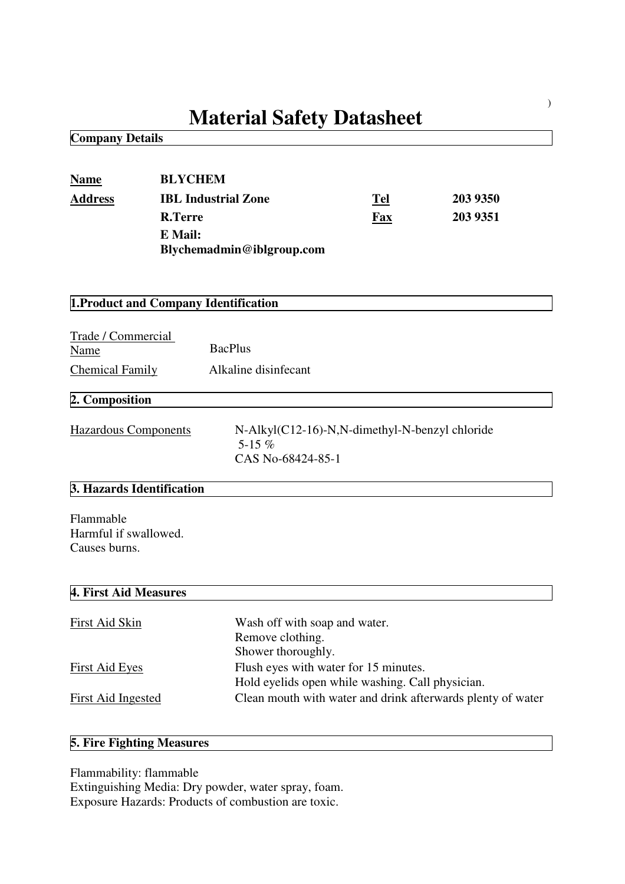# Material Safety Datasheet

## Company Details

| | | | |
|---|---|---|---|
| **Name** | **BLYCHEM** | | |
| **Address** | **IBL Industrial Zone** | **Tel** | **203 9350** |
| | **R.Terre** | **Fax** | **203 9351** |
| | **E Mail: Blychemadmin@iblgroup.com** | | |

## 1.Product and Company Identification

| | |
|---|---|
| Trade / Commercial Name | BacPlus |
| Chemical Family | Alkaline disinfecant |

## 2. Composition

| | |
|---|---|
| Hazardous Components | N-Alkyl(C12-16)-N,N-dimethyl-N-benzyl chloride<br>5-15 %<br>CAS No-68424-85-1 |

## 3. Hazards Identification

Flammable
Harmful if swallowed.
Causes burns.

## 4. First Aid Measures

| | |
|---|---|
| First Aid Skin | Wash off with soap and water.<br>Remove clothing.<br>Shower thoroughly. |
| First Aid Eyes | Flush eyes with water for 15 minutes.<br>Hold eyelids open while washing. Call physician. |
| First Aid Ingested | Clean mouth with water and drink afterwards plenty of water |

## 5. Fire Fighting Measures

Flammability: flammable
Extinguishing Media: Dry powder, water spray, foam.
Exposure Hazards: Products of combustion are toxic.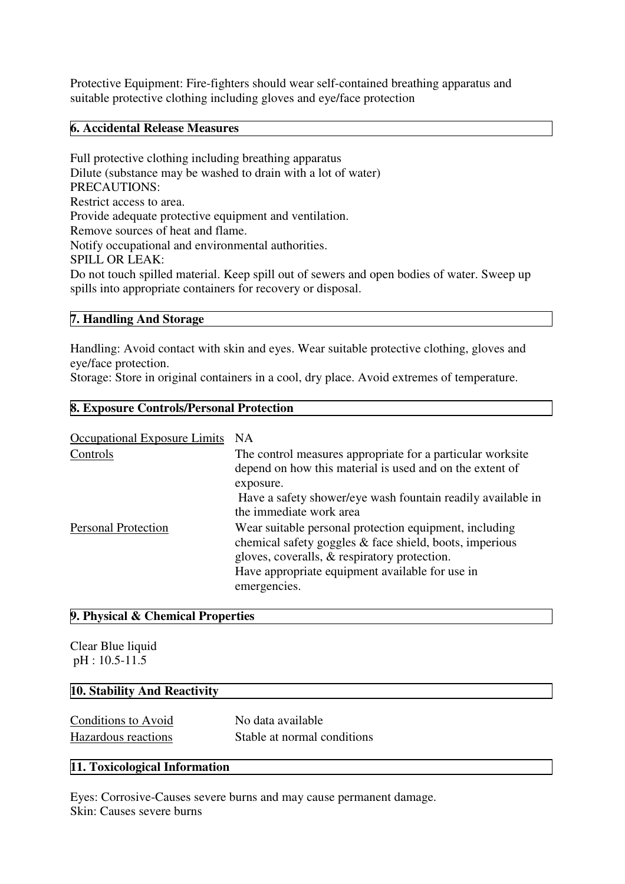Protective Equipment: Fire-fighters should wear self-contained breathing apparatus and suitable protective clothing including gloves and eye/face protection

## 6. Accidental Release Measures

Full protective clothing including breathing apparatus
Dilute (substance may be washed to drain with a lot of water)
PRECAUTIONS:
Restrict access to area.
Provide adequate protective equipment and ventilation.
Remove sources of heat and flame.
Notify occupational and environmental authorities.
SPILL OR LEAK:
Do not touch spilled material. Keep spill out of sewers and open bodies of water. Sweep up spills into appropriate containers for recovery or disposal.

## 7. Handling And Storage

Handling: Avoid contact with skin and eyes. Wear suitable protective clothing, gloves and eye/face protection.
Storage: Store in original containers in a cool, dry place. Avoid extremes of temperature.

## 8. Exposure Controls/Personal Protection

| | |
|---|---|
| Occupational Exposure Limits | NA |
| Controls | The control measures appropriate for a particular worksite depend on how this material is used and on the extent of exposure. Have a safety shower/eye wash fountain readily available in the immediate work area |
| Personal Protection | Wear suitable personal protection equipment, including chemical safety goggles & face shield, boots, imperious gloves, coveralls, & respiratory protection. Have appropriate equipment available for use in emergencies. |

## 9. Physical & Chemical Properties

Clear Blue liquid
pH : 10.5-11.5

## 10. Stability And Reactivity

| | |
|---|---|
| Conditions to Avoid | No data available |
| Hazardous reactions | Stable at normal conditions |

## 11. Toxicological Information

Eyes: Corrosive-Causes severe burns and may cause permanent damage.
Skin: Causes severe burns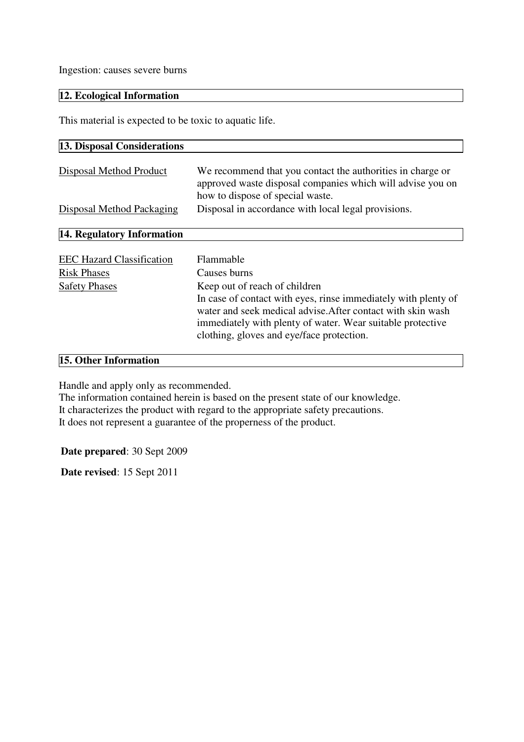Ingestion: causes severe burns

## 12. Ecological Information

This material is expected to be toxic to aquatic life.

## 13. Disposal Considerations

| | |
|---|---|
| Disposal Method Product | We recommend that you contact the authorities in charge or approved waste disposal companies which will advise you on how to dispose of special waste. |
| Disposal Method Packaging | Disposal in accordance with local legal provisions. |

## 14. Regulatory Information

| | |
|---|---|
| EEC Hazard Classification | Flammable |
| Risk Phases | Causes burns |
| Safety Phases | Keep out of reach of children<br>In case of contact with eyes, rinse immediately with plenty of water and seek medical advise.After contact with skin wash immediately with plenty of water. Wear suitable protective clothing, gloves and eye/face protection. |

## 15. Other Information

Handle and apply only as recommended.
The information contained herein is based on the present state of our knowledge.
It characterizes the product with regard to the appropriate safety precautions.
It does not represent a guarantee of the properness of the product.

**Date prepared**: 30 Sept 2009

**Date revised**: 15 Sept 2011